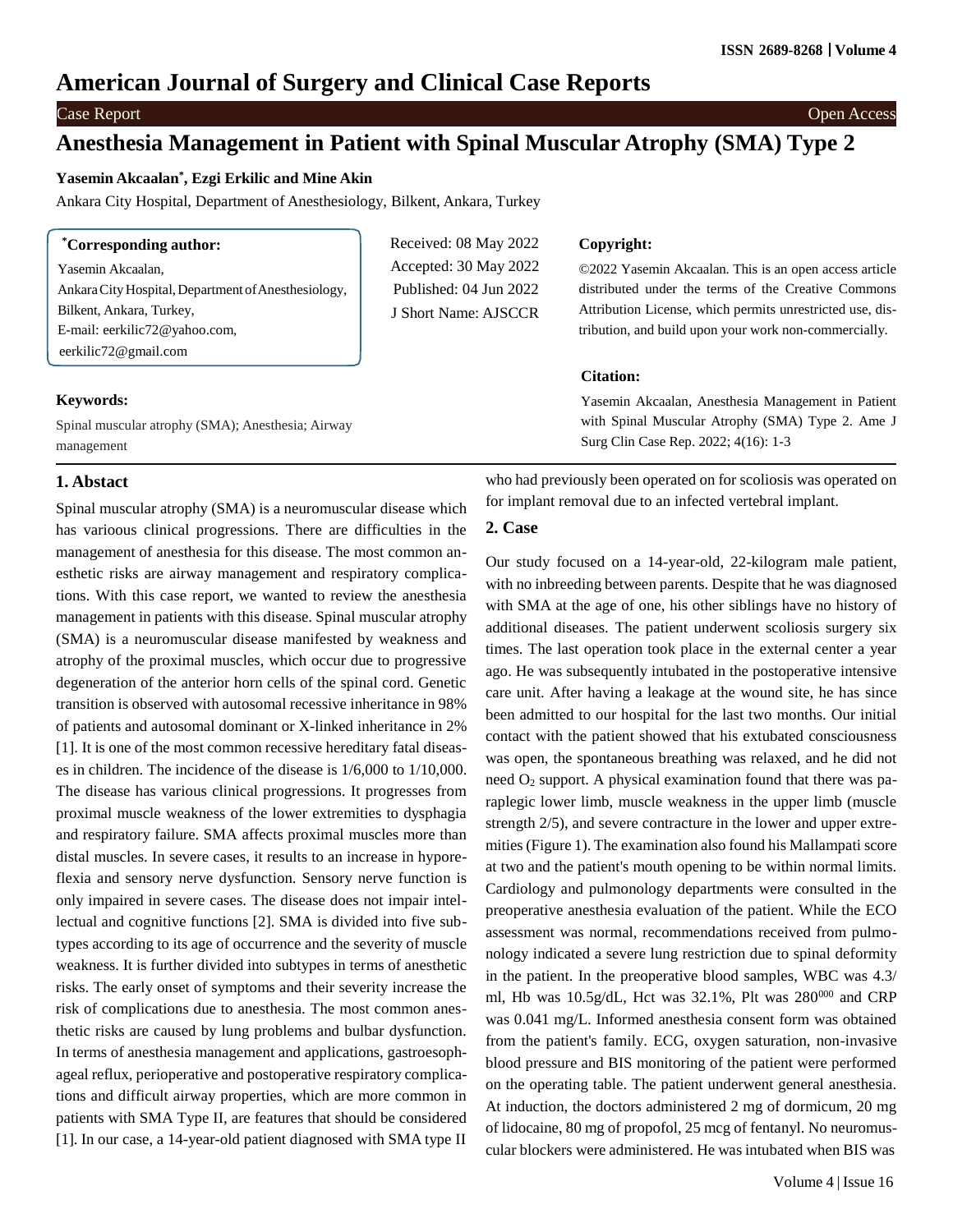# American Journal of Surgery and Clinical Case Reports

Case Report

Open Access

# Anesthesia Management in Patient with Spinal Muscular Atrophy (SMA) Type 2

**Yasemin Akcaalan*, Ezgi Erkilic and Mine Akin**

Ankara City Hospital, Department of Anesthesiology, Bilkent, Ankara, Turkey

**\*Corresponding author:**
Yasemin Akcaalan,
Ankara City Hospital, Department of Anesthesiology,
Bilkent, Ankara, Turkey,
E-mail: eerkilic72@yahoo.com,
eerkilic72@gmail.com

Received: 08 May 2022
Accepted: 30 May 2022
Published: 04 Jun 2022
J Short Name: AJSCCR

**Copyright:**

©2022 Yasemin Akcaalan. This is an open access article distributed under the terms of the Creative Commons Attribution License, which permits unrestricted use, distribution, and build upon your work non-commercially.

**Citation:**

Yasemin Akcaalan, Anesthesia Management in Patient with Spinal Muscular Atrophy (SMA) Type 2. Ame J Surg Clin Case Rep. 2022; 4(16): 1-3

**Keywords:**

Spinal muscular atrophy (SMA); Anesthesia; Airway management

## 1. Abstact

Spinal muscular atrophy (SMA) is a neuromuscular disease which has varioous clinical progressions. There are difficulties in the management of anesthesia for this disease. The most common anesthetic risks are airway management and respiratory complications. With this case report, we wanted to review the anesthesia management in patients with this disease. Spinal muscular atrophy (SMA) is a neuromuscular disease manifested by weakness and atrophy of the proximal muscles, which occur due to progressive degeneration of the anterior horn cells of the spinal cord. Genetic transition is observed with autosomal recessive inheritance in 98% of patients and autosomal dominant or X-linked inheritance in 2% [1]. It is one of the most common recessive hereditary fatal diseases in children. The incidence of the disease is 1/6,000 to 1/10,000. The disease has various clinical progressions. It progresses from proximal muscle weakness of the lower extremities to dysphagia and respiratory failure. SMA affects proximal muscles more than distal muscles. In severe cases, it results to an increase in hyporeflexia and sensory nerve dysfunction. Sensory nerve function is only impaired in severe cases. The disease does not impair intellectual and cognitive functions [2]. SMA is divided into five subtypes according to its age of occurrence and the severity of muscle weakness. It is further divided into subtypes in terms of anesthetic risks. The early onset of symptoms and their severity increase the risk of complications due to anesthesia. The most common anesthetic risks are caused by lung problems and bulbar dysfunction. In terms of anesthesia management and applications, gastroesophageal reflux, perioperative and postoperative respiratory complications and difficult airway properties, which are more common in patients with SMA Type II, are features that should be considered [1]. In our case, a 14-year-old patient diagnosed with SMA type II who had previously been operated on for scoliosis was operated on for implant removal due to an infected vertebral implant.

## 2. Case

Our study focused on a 14-year-old, 22-kilogram male patient, with no inbreeding between parents. Despite that he was diagnosed with SMA at the age of one, his other siblings have no history of additional diseases. The patient underwent scoliosis surgery six times. The last operation took place in the external center a year ago. He was subsequently intubated in the postoperative intensive care unit. After having a leakage at the wound site, he has since been admitted to our hospital for the last two months. Our initial contact with the patient showed that his extubated consciousness was open, the spontaneous breathing was relaxed, and he did not need $O_2$ support. A physical examination found that there was paraplegic lower limb, muscle weakness in the upper limb (muscle strength 2/5), and severe contracture in the lower and upper extremities (Figure 1). The examination also found his Mallampati score at two and the patient's mouth opening to be within normal limits. Cardiology and pulmonology departments were consulted in the preoperative anesthesia evaluation of the patient. While the ECO assessment was normal, recommendations received from pulmonology indicated a severe lung restriction due to spinal deformity in the patient. In the preoperative blood samples, WBC was 4.3/ml, Hb was 10.5g/dL, Hct was 32.1%, Plt was $280^{000}$ and CRP was 0.041 mg/L. Informed anesthesia consent form was obtained from the patient's family. ECG, oxygen saturation, non-invasive blood pressure and BIS monitoring of the patient were performed on the operating table. The patient underwent general anesthesia. At induction, the doctors administered 2 mg of dormicum, 20 mg of lidocaine, 80 mg of propofol, 25 mcg of fentanyl. No neuromuscular blockers were administered. He was intubated when BIS was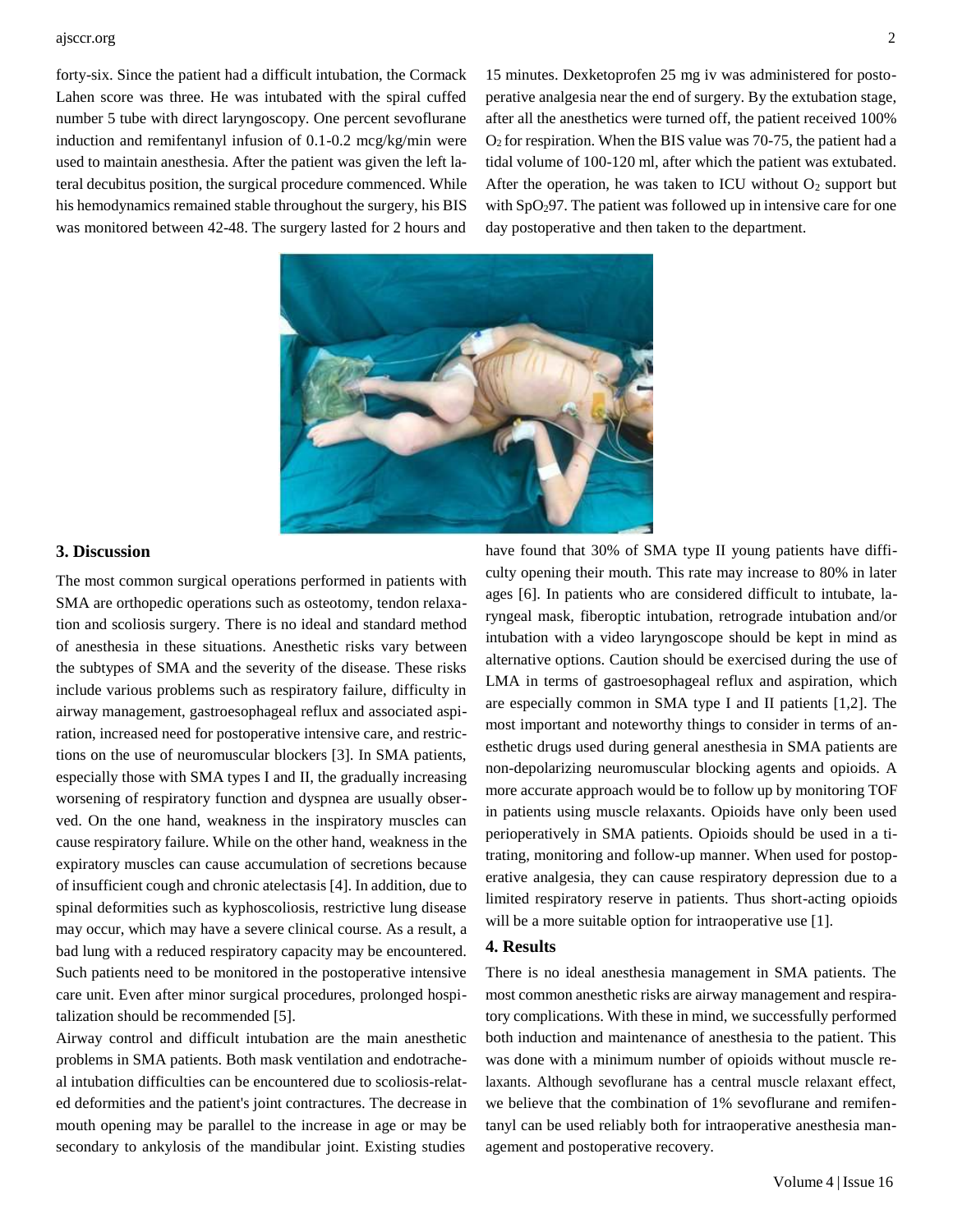forty-six. Since the patient had a difficult intubation, the Cormack Lahen score was three. He was intubated with the spiral cuffed number 5 tube with direct laryngoscopy. One percent sevoflurane induction and remifentanyl infusion of 0.1-0.2 mcg/kg/min were used to maintain anesthesia. After the patient was given the left lateral decubitus position, the surgical procedure commenced. While his hemodynamics remained stable throughout the surgery, his BIS was monitored between 42-48. The surgery lasted for 2 hours and 15 minutes. Dexketoprofen 25 mg iv was administered for postoperative analgesia near the end of surgery. By the extubation stage, after all the anesthetics were turned off, the patient received 100% $O_2$ for respiration. When the BIS value was 70-75, the patient had a tidal volume of 100-120 ml, after which the patient was extubated. After the operation, he was taken to ICU without $O_2$ support but with $SpO_2$97. The patient was followed up in intensive care for one day postoperative and then taken to the department.

## 3. Discussion

The most common surgical operations performed in patients with SMA are orthopedic operations such as osteotomy, tendon relaxation and scoliosis surgery. There is no ideal and standard method of anesthesia in these situations. Anesthetic risks vary between the subtypes of SMA and the severity of the disease. These risks include various problems such as respiratory failure, difficulty in airway management, gastroesophageal reflux and associated aspiration, increased need for postoperative intensive care, and restrictions on the use of neuromuscular blockers [3]. In SMA patients, especially those with SMA types I and II, the gradually increasing worsening of respiratory function and dyspnea are usually observed. On the one hand, weakness in the inspiratory muscles can cause respiratory failure. While on the other hand, weakness in the expiratory muscles can cause accumulation of secretions because of insufficient cough and chronic atelectasis [4]. In addition, due to spinal deformities such as kyphoscoliosis, restrictive lung disease may occur, which may have a severe clinical course. As a result, a bad lung with a reduced respiratory capacity may be encountered. Such patients need to be monitored in the postoperative intensive care unit. Even after minor surgical procedures, prolonged hospitalization should be recommended [5].

Airway control and difficult intubation are the main anesthetic problems in SMA patients. Both mask ventilation and endotracheal intubation difficulties can be encountered due to scoliosis-related deformities and the patient's joint contractures. The decrease in mouth opening may be parallel to the increase in age or may be secondary to ankylosis of the mandibular joint. Existing studies have found that 30% of SMA type II young patients have difficulty opening their mouth. This rate may increase to 80% in later ages [6]. In patients who are considered difficult to intubate, laryngeal mask, fiberoptic intubation, retrograde intubation and/or intubation with a video laryngoscope should be kept in mind as alternative options. Caution should be exercised during the use of LMA in terms of gastroesophageal reflux and aspiration, which are especially common in SMA type I and II patients [1,2]. The most important and noteworthy things to consider in terms of anesthetic drugs used during general anesthesia in SMA patients are non-depolarizing neuromuscular blocking agents and opioids. A more accurate approach would be to follow up by monitoring TOF in patients using muscle relaxants. Opioids have only been used perioperatively in SMA patients. Opioids should be used in a titrating, monitoring and follow-up manner. When used for postoperative analgesia, they can cause respiratory depression due to a limited respiratory reserve in patients. Thus short-acting opioids will be a more suitable option for intraoperative use [1].

## 4. Results

There is no ideal anesthesia management in SMA patients. The most common anesthetic risks are airway management and respiratory complications. With these in mind, we successfully performed both induction and maintenance of anesthesia to the patient. This was done with a minimum number of opioids without muscle relaxants. Although sevoflurane has a central muscle relaxant effect, we believe that the combination of 1% sevoflurane and remifentanyl can be used reliably both for intraoperative anesthesia management and postoperative recovery.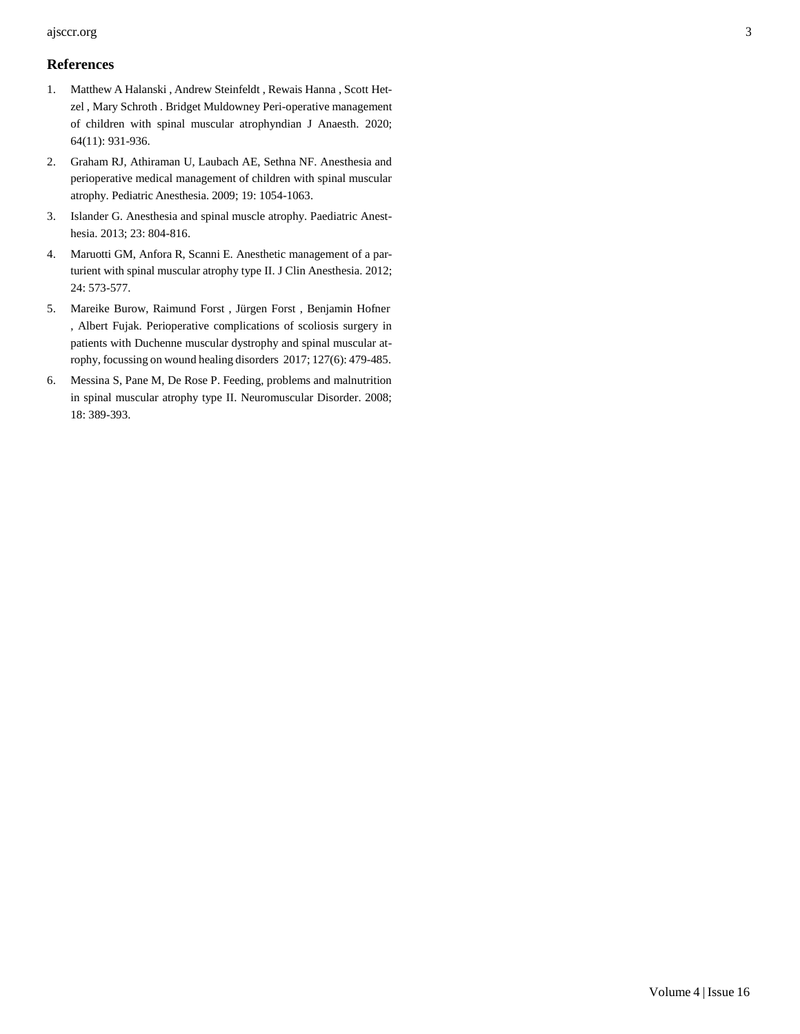## References

1. Matthew A Halanski , Andrew Steinfeldt , Rewais Hanna , Scott Hetzel , Mary Schroth . Bridget Muldowney Peri-operative management of children with spinal muscular atrophyndian J Anaesth. 2020; 64(11): 931-936.
2. Graham RJ, Athiraman U, Laubach AE, Sethna NF. Anesthesia and perioperative medical management of children with spinal muscular atrophy. Pediatric Anesthesia. 2009; 19: 1054-1063.
3. Islander G. Anesthesia and spinal muscle atrophy. Paediatric Anesthesia. 2013; 23: 804-816.
4. Maruotti GM, Anfora R, Scanni E. Anesthetic management of a parturient with spinal muscular atrophy type II. J Clin Anesthesia. 2012; 24: 573-577.
5. Mareike Burow, Raimund Forst , Jürgen Forst , Benjamin Hofner , Albert Fujak. Perioperative complications of scoliosis surgery in patients with Duchenne muscular dystrophy and spinal muscular atrophy, focussing on wound healing disorders 2017; 127(6): 479-485.
6. Messina S, Pane M, De Rose P. Feeding, problems and malnutrition in spinal muscular atrophy type II. Neuromuscular Disorder. 2008; 18: 389-393.